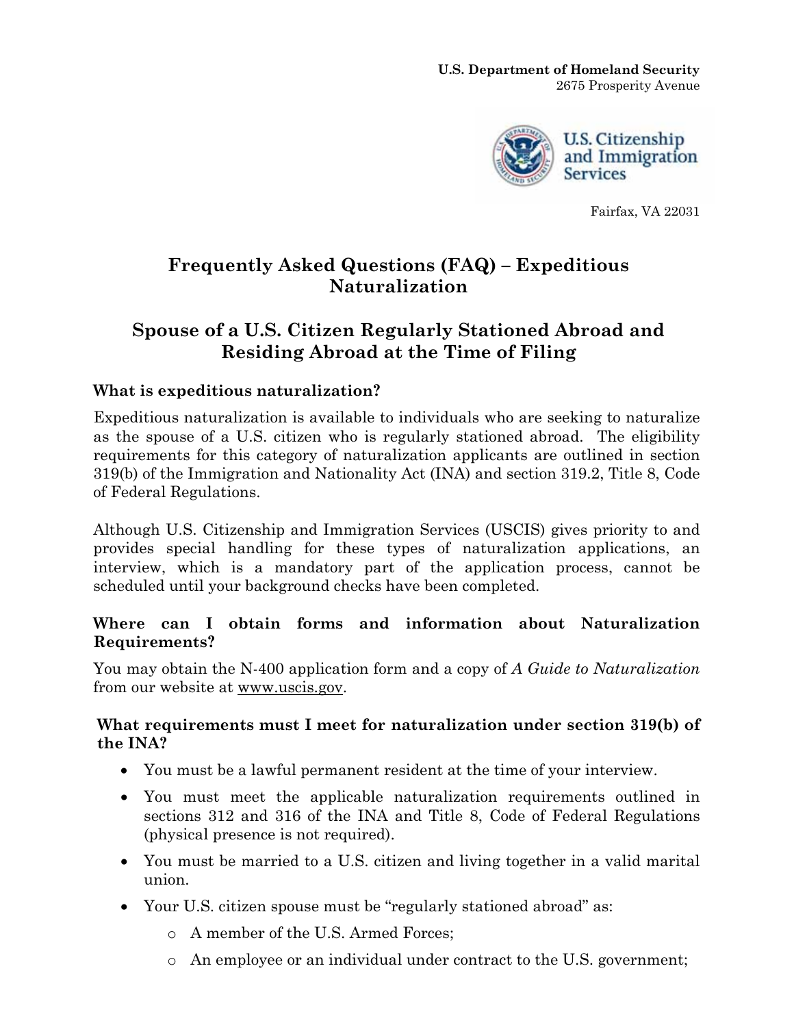**U.S. Department of Homeland Security**
2675 Prosperity Avenue

U.S. Citizenship and Immigration Services

Fairfax, VA 22031

# Frequently Asked Questions (FAQ) – Expeditious Naturalization

## Spouse of a U.S. Citizen Regularly Stationed Abroad and Residing Abroad at the Time of Filing

### What is expeditious naturalization?

Expeditious naturalization is available to individuals who are seeking to naturalize as the spouse of a U.S. citizen who is regularly stationed abroad. The eligibility requirements for this category of naturalization applicants are outlined in section 319(b) of the Immigration and Nationality Act (INA) and section 319.2, Title 8, Code of Federal Regulations.

Although U.S. Citizenship and Immigration Services (USCIS) gives priority to and provides special handling for these types of naturalization applications, an interview, which is a mandatory part of the application process, cannot be scheduled until your background checks have been completed.

### Where can I obtain forms and information about Naturalization Requirements?

You may obtain the N-400 application form and a copy of *A Guide to Naturalization* from our website at www.uscis.gov.

### What requirements must I meet for naturalization under section 319(b) of the INA?

- You must be a lawful permanent resident at the time of your interview.
- You must meet the applicable naturalization requirements outlined in sections 312 and 316 of the INA and Title 8, Code of Federal Regulations (physical presence is not required).
- You must be married to a U.S. citizen and living together in a valid marital union.
- Your U.S. citizen spouse must be "regularly stationed abroad" as:
  - A member of the U.S. Armed Forces;
  - An employee or an individual under contract to the U.S. government;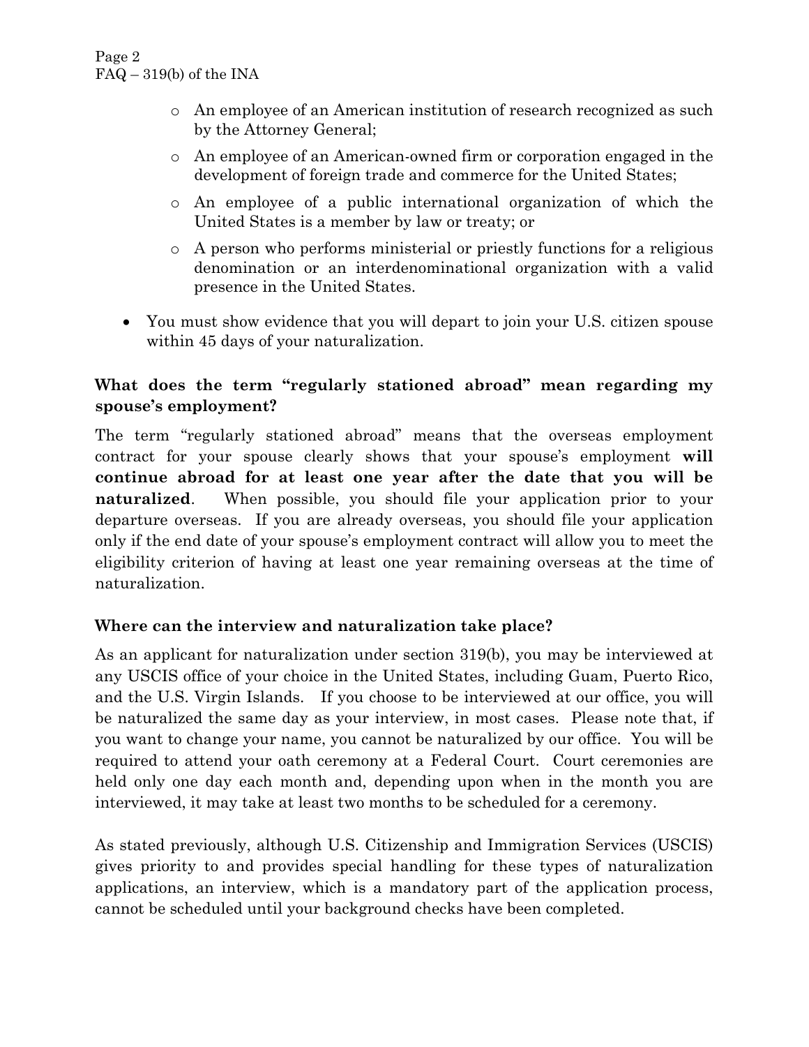- An employee of an American institution of research recognized as such by the Attorney General;
  - An employee of an American-owned firm or corporation engaged in the development of foreign trade and commerce for the United States;
  - An employee of a public international organization of which the United States is a member by law or treaty; or
  - A person who performs ministerial or priestly functions for a religious denomination or an interdenominational organization with a valid presence in the United States.
- You must show evidence that you will depart to join your U.S. citizen spouse within 45 days of your naturalization.

### What does the term "regularly stationed abroad" mean regarding my spouse's employment?

The term "regularly stationed abroad" means that the overseas employment contract for your spouse clearly shows that your spouse's employment **will continue abroad for at least one year after the date that you will be naturalized**. When possible, you should file your application prior to your departure overseas. If you are already overseas, you should file your application only if the end date of your spouse's employment contract will allow you to meet the eligibility criterion of having at least one year remaining overseas at the time of naturalization.

### Where can the interview and naturalization take place?

As an applicant for naturalization under section 319(b), you may be interviewed at any USCIS office of your choice in the United States, including Guam, Puerto Rico, and the U.S. Virgin Islands. If you choose to be interviewed at our office, you will be naturalized the same day as your interview, in most cases. Please note that, if you want to change your name, you cannot be naturalized by our office. You will be required to attend your oath ceremony at a Federal Court. Court ceremonies are held only one day each month and, depending upon when in the month you are interviewed, it may take at least two months to be scheduled for a ceremony.

As stated previously, although U.S. Citizenship and Immigration Services (USCIS) gives priority to and provides special handling for these types of naturalization applications, an interview, which is a mandatory part of the application process, cannot be scheduled until your background checks have been completed.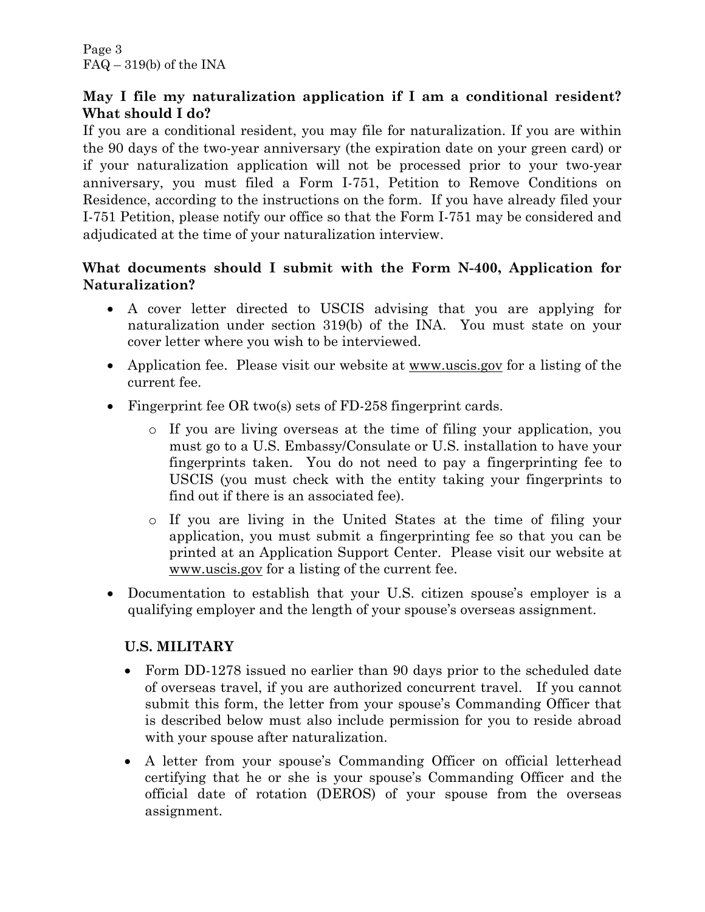**May I file my naturalization application if I am a conditional resident? What should I do?**

If you are a conditional resident, you may file for naturalization. If you are within the 90 days of the two-year anniversary (the expiration date on your green card) or if your naturalization application will not be processed prior to your two-year anniversary, you must filed a Form I-751, Petition to Remove Conditions on Residence, according to the instructions on the form. If you have already filed your I-751 Petition, please notify our office so that the Form I-751 may be considered and adjudicated at the time of your naturalization interview.

**What documents should I submit with the Form N-400, Application for Naturalization?**

- A cover letter directed to USCIS advising that you are applying for naturalization under section 319(b) of the INA. You must state on your cover letter where you wish to be interviewed.
- Application fee. Please visit our website at www.uscis.gov for a listing of the current fee.
- Fingerprint fee OR two(s) sets of FD-258 fingerprint cards.
    - If you are living overseas at the time of filing your application, you must go to a U.S. Embassy/Consulate or U.S. installation to have your fingerprints taken. You do not need to pay a fingerprinting fee to USCIS (you must check with the entity taking your fingerprints to find out if there is an associated fee).
    - If you are living in the United States at the time of filing your application, you must submit a fingerprinting fee so that you can be printed at an Application Support Center. Please visit our website at www.uscis.gov for a listing of the current fee.
- Documentation to establish that your U.S. citizen spouse's employer is a qualifying employer and the length of your spouse's overseas assignment.

**U.S. MILITARY**

- Form DD-1278 issued no earlier than 90 days prior to the scheduled date of overseas travel, if you are authorized concurrent travel. If you cannot submit this form, the letter from your spouse's Commanding Officer that is described below must also include permission for you to reside abroad with your spouse after naturalization.
- A letter from your spouse's Commanding Officer on official letterhead certifying that he or she is your spouse's Commanding Officer and the official date of rotation (DEROS) of your spouse from the overseas assignment.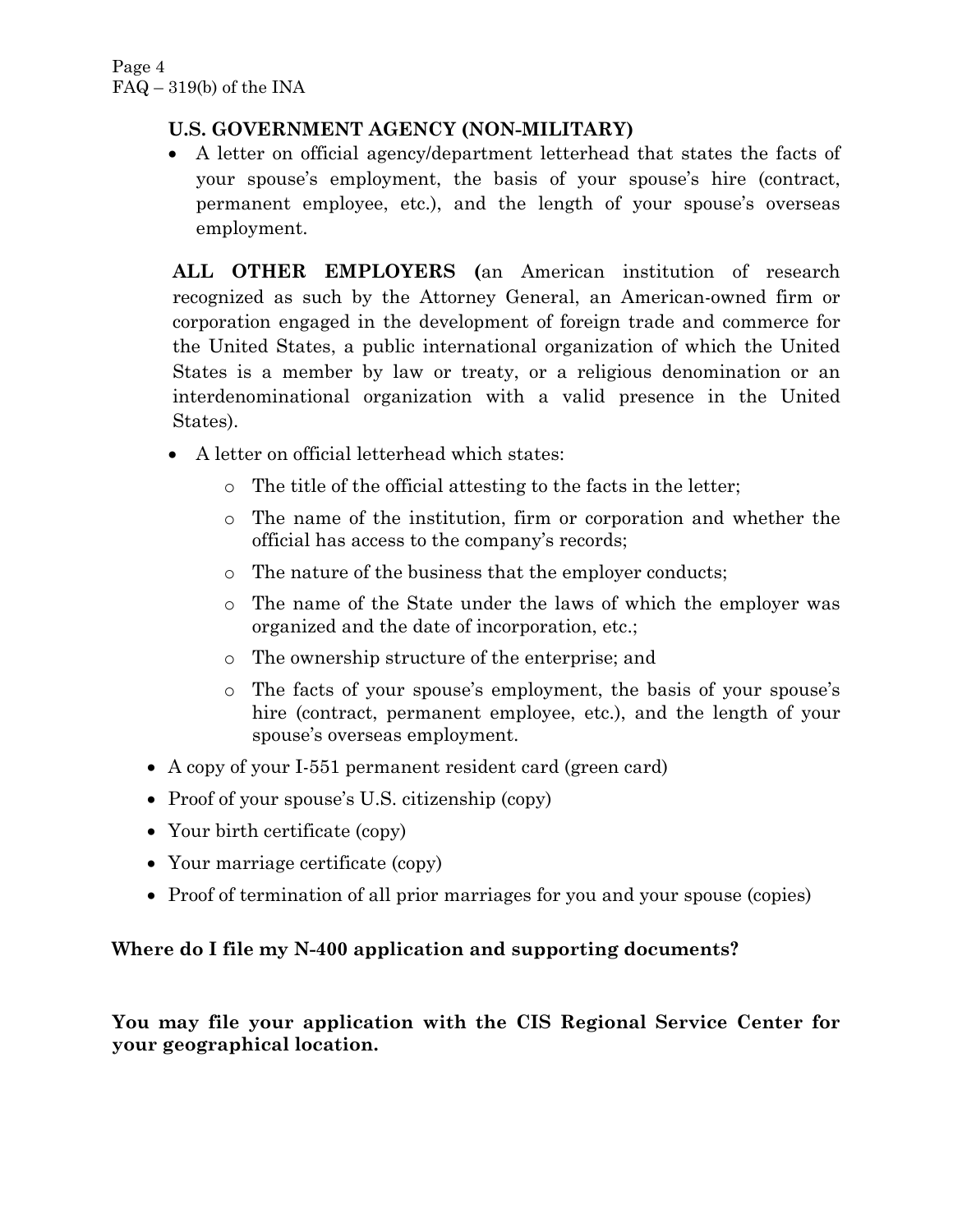**U.S. GOVERNMENT AGENCY (NON-MILITARY)**

- A letter on official agency/department letterhead that states the facts of your spouse's employment, the basis of your spouse's hire (contract, permanent employee, etc.), and the length of your spouse's overseas employment.

**ALL OTHER EMPLOYERS (**an American institution of research recognized as such by the Attorney General, an American-owned firm or corporation engaged in the development of foreign trade and commerce for the United States, a public international organization of which the United States is a member by law or treaty, or a religious denomination or an interdenominational organization with a valid presence in the United States).

- A letter on official letterhead which states:
  - The title of the official attesting to the facts in the letter;
  - The name of the institution, firm or corporation and whether the official has access to the company's records;
  - The nature of the business that the employer conducts;
  - The name of the State under the laws of which the employer was organized and the date of incorporation, etc.;
  - The ownership structure of the enterprise; and
  - The facts of your spouse's employment, the basis of your spouse's hire (contract, permanent employee, etc.), and the length of your spouse's overseas employment.
- A copy of your I-551 permanent resident card (green card)
- Proof of your spouse's U.S. citizenship (copy)
- Your birth certificate (copy)
- Your marriage certificate (copy)
- Proof of termination of all prior marriages for you and your spouse (copies)

**Where do I file my N-400 application and supporting documents?**

**You may file your application with the CIS Regional Service Center for your geographical location.**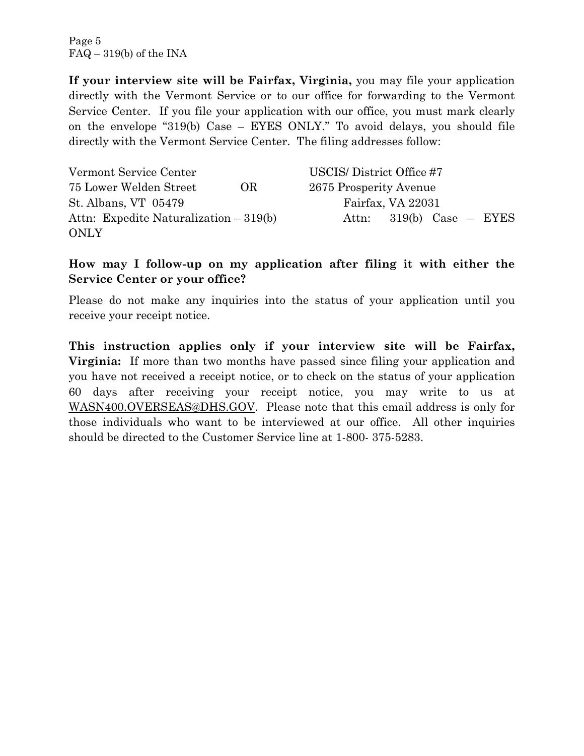**If your interview site will be Fairfax, Virginia,** you may file your application directly with the Vermont Service or to our office for forwarding to the Vermont Service Center. If you file your application with our office, you must mark clearly on the envelope "319(b) Case – EYES ONLY." To avoid delays, you should file directly with the Vermont Service Center. The filing addresses follow:

Vermont Service Center
75 Lower Welden Street
St. Albans, VT 05479
Attn: Expedite Naturalization – 319(b)

OR

USCIS/ District Office #7
2675 Prosperity Avenue
Fairfax, VA 22031
Attn: 319(b) Case – EYES ONLY

**How may I follow-up on my application after filing it with either the Service Center or your office?**

Please do not make any inquiries into the status of your application until you receive your receipt notice.

**This instruction applies only if your interview site will be Fairfax, Virginia:** If more than two months have passed since filing your application and you have not received a receipt notice, or to check on the status of your application 60 days after receiving your receipt notice, you may write to us at WASN400.OVERSEAS@DHS.GOV. Please note that this email address is only for those individuals who want to be interviewed at our office. All other inquiries should be directed to the Customer Service line at 1-800- 375-5283.